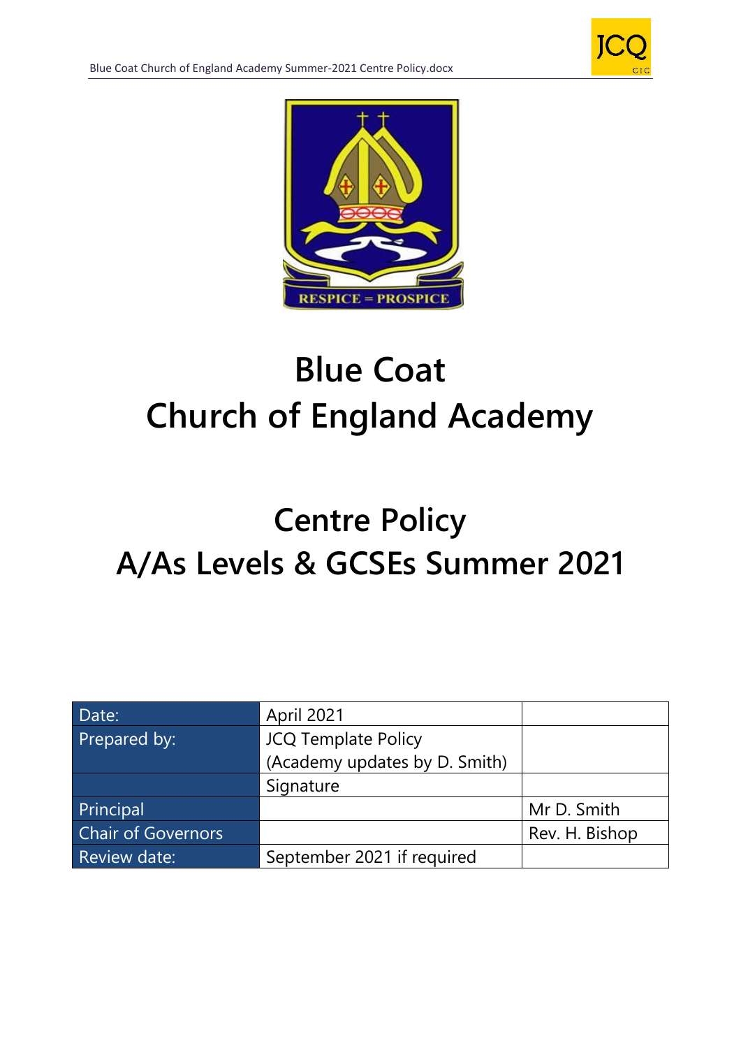# Blue Coat Church of England Academy

# Centre Policy A/As Levels & GCSEs Summer 2021

| | | |
|---|---|---|
| Date: | April 2021 | |
| Prepared by: | JCQ Template Policy (Academy updates by D. Smith) | |
| | Signature | |
| Principal | | Mr D. Smith |
| Chair of Governors | | Rev. H. Bishop |
| Review date: | September 2021 if required | |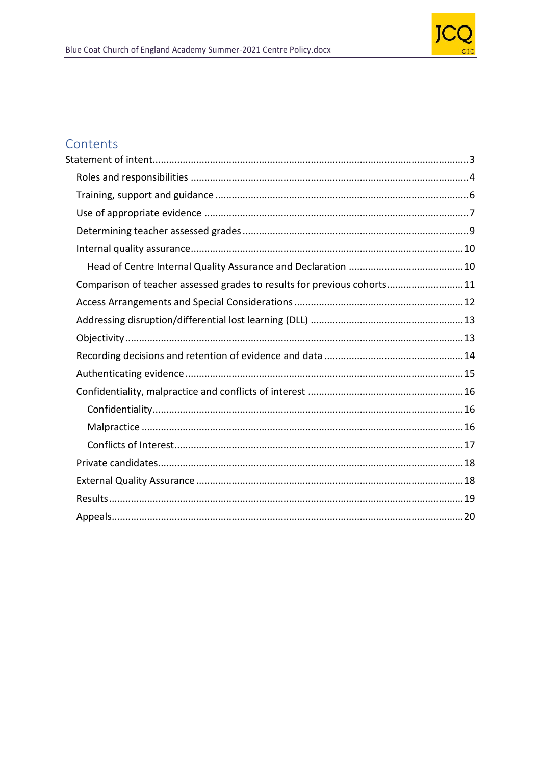# Contents

Statement of intent ........................................................................................................................3

- Roles and responsibilities ..........................................................................................................4
- Training, support and guidance .................................................................................................6
- Use of appropriate evidence ......................................................................................................7
- Determining teacher assessed grades ........................................................................................9
- Internal quality assurance ........................................................................................................10
  - Head of Centre Internal Quality Assurance and Declaration ..................................................10
- Comparison of teacher assessed grades to results for previous cohorts ...................................11
- Access Arrangements and Special Considerations ....................................................................12
- Addressing disruption/differential lost learning (DLL) ..............................................................13
- Objectivity .................................................................................................................................13
- Recording decisions and retention of evidence and data .........................................................14
- Authenticating evidence ...........................................................................................................15
- Confidentiality, malpractice and conflicts of interest ...............................................................16
  - Confidentiality .......................................................................................................................16
  - Malpractice ...........................................................................................................................16
  - Conflicts of Interest ...............................................................................................................17
- Private candidates .....................................................................................................................18
- External Quality Assurance .......................................................................................................18
- Results .......................................................................................................................................19
- Appeals ......................................................................................................................................20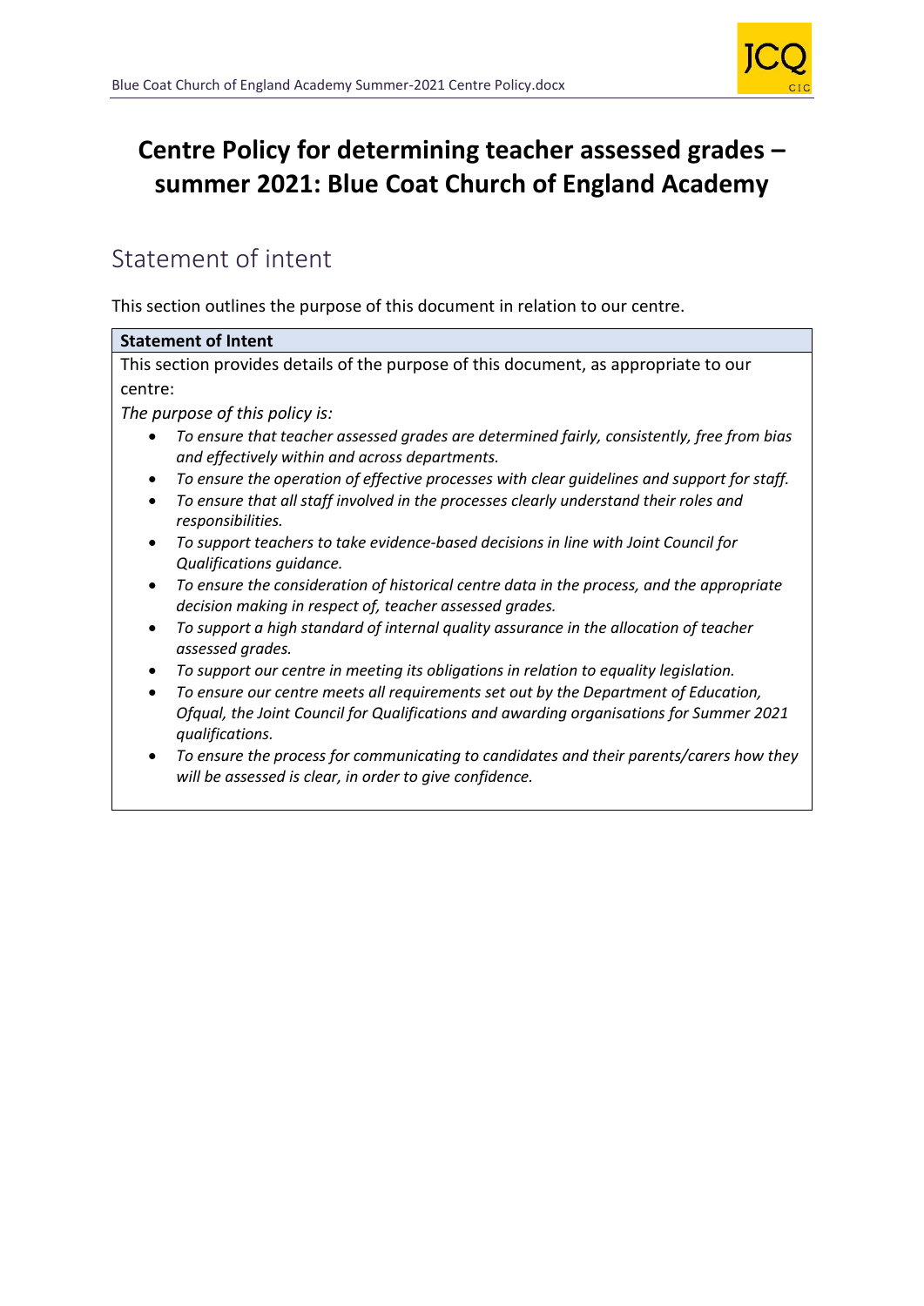# Centre Policy for determining teacher assessed grades – summer 2021: Blue Coat Church of England Academy

## Statement of intent

This section outlines the purpose of this document in relation to our centre.

| Statement of Intent |
| --- |
| This section provides details of the purpose of this document, as appropriate to our centre:<br>*The purpose of this policy is:*<br>• *To ensure that teacher assessed grades are determined fairly, consistently, free from bias and effectively within and across departments.*<br>• *To ensure the operation of effective processes with clear guidelines and support for staff.*<br>• *To ensure that all staff involved in the processes clearly understand their roles and responsibilities.*<br>• *To support teachers to take evidence-based decisions in line with Joint Council for Qualifications guidance.*<br>• *To ensure the consideration of historical centre data in the process, and the appropriate decision making in respect of, teacher assessed grades.*<br>• *To support a high standard of internal quality assurance in the allocation of teacher assessed grades.*<br>• *To support our centre in meeting its obligations in relation to equality legislation.*<br>• *To ensure our centre meets all requirements set out by the Department of Education, Ofqual, the Joint Council for Qualifications and awarding organisations for Summer 2021 qualifications.*<br>• *To ensure the process for communicating to candidates and their parents/carers how they will be assessed is clear, in order to give confidence.* |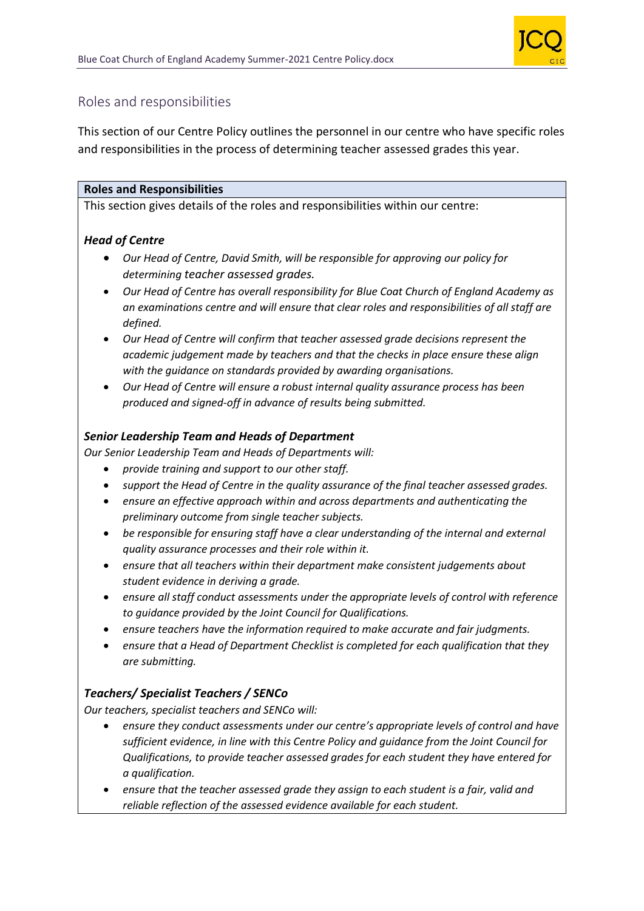## Roles and responsibilities

This section of our Centre Policy outlines the personnel in our centre who have specific roles and responsibilities in the process of determining teacher assessed grades this year.

**Roles and Responsibilities**

This section gives details of the roles and responsibilities within our centre:

### ***Head of Centre***

- *Our Head of Centre, David Smith, will be responsible for approving our policy for determining teacher assessed grades.*
- *Our Head of Centre has overall responsibility for Blue Coat Church of England Academy as an examinations centre and will ensure that clear roles and responsibilities of all staff are defined.*
- *Our Head of Centre will confirm that teacher assessed grade decisions represent the academic judgement made by teachers and that the checks in place ensure these align with the guidance on standards provided by awarding organisations.*
- *Our Head of Centre will ensure a robust internal quality assurance process has been produced and signed-off in advance of results being submitted.*

### ***Senior Leadership Team and Heads of Department***

*Our Senior Leadership Team and Heads of Departments will:*

- *provide training and support to our other staff.*
- *support the Head of Centre in the quality assurance of the final teacher assessed grades.*
- *ensure an effective approach within and across departments and authenticating the preliminary outcome from single teacher subjects.*
- *be responsible for ensuring staff have a clear understanding of the internal and external quality assurance processes and their role within it.*
- *ensure that all teachers within their department make consistent judgements about student evidence in deriving a grade.*
- *ensure all staff conduct assessments under the appropriate levels of control with reference to guidance provided by the Joint Council for Qualifications.*
- *ensure teachers have the information required to make accurate and fair judgments.*
- *ensure that a Head of Department Checklist is completed for each qualification that they are submitting.*

### ***Teachers/ Specialist Teachers / SENCo***

*Our teachers, specialist teachers and SENCo will:*

- *ensure they conduct assessments under our centre's appropriate levels of control and have sufficient evidence, in line with this Centre Policy and guidance from the Joint Council for Qualifications, to provide teacher assessed grades for each student they have entered for a qualification.*
- *ensure that the teacher assessed grade they assign to each student is a fair, valid and reliable reflection of the assessed evidence available for each student.*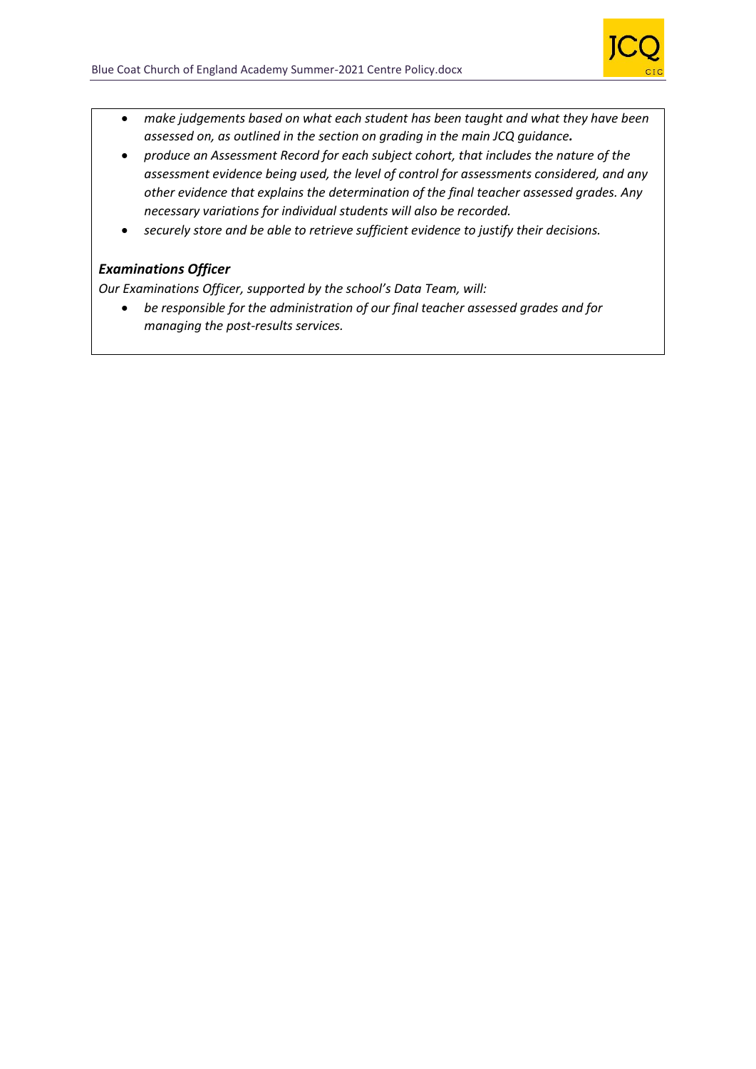- *make judgements based on what each student has been taught and what they have been assessed on, as outlined in the section on grading in the main JCQ guidance.*
- *produce an Assessment Record for each subject cohort, that includes the nature of the assessment evidence being used, the level of control for assessments considered, and any other evidence that explains the determination of the final teacher assessed grades. Any necessary variations for individual students will also be recorded.*
- *securely store and be able to retrieve sufficient evidence to justify their decisions.*

### *Examinations Officer*

*Our Examinations Officer, supported by the school's Data Team, will:*

- *be responsible for the administration of our final teacher assessed grades and for managing the post-results services.*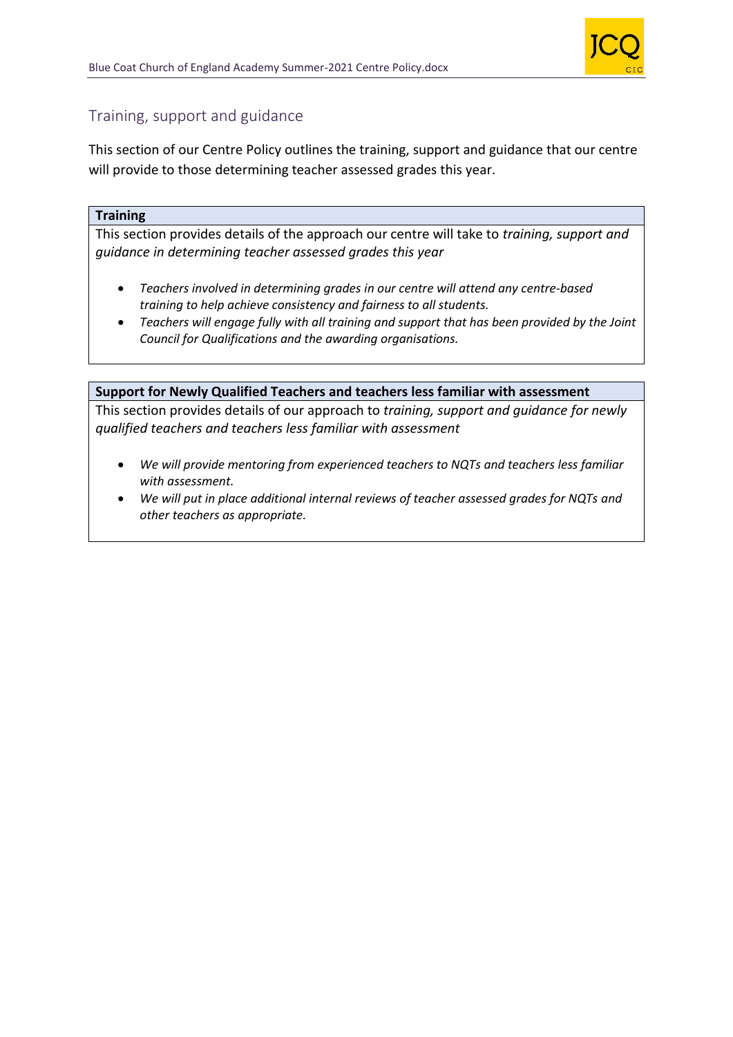## Training, support and guidance

This section of our Centre Policy outlines the training, support and guidance that our centre will provide to those determining teacher assessed grades this year.

**Training**

This section provides details of the approach our centre will take to *training, support and guidance in determining teacher assessed grades this year*

- *Teachers involved in determining grades in our centre will attend any centre-based training to help achieve consistency and fairness to all students.*
- *Teachers will engage fully with all training and support that has been provided by the Joint Council for Qualifications and the awarding organisations.*

**Support for Newly Qualified Teachers and teachers less familiar with assessment**

This section provides details of our approach to *training, support and guidance for newly qualified teachers and teachers less familiar with assessment*

- *We will provide mentoring from experienced teachers to NQTs and teachers less familiar with assessment.*
- *We will put in place additional internal reviews of teacher assessed grades for NQTs and other teachers as appropriate.*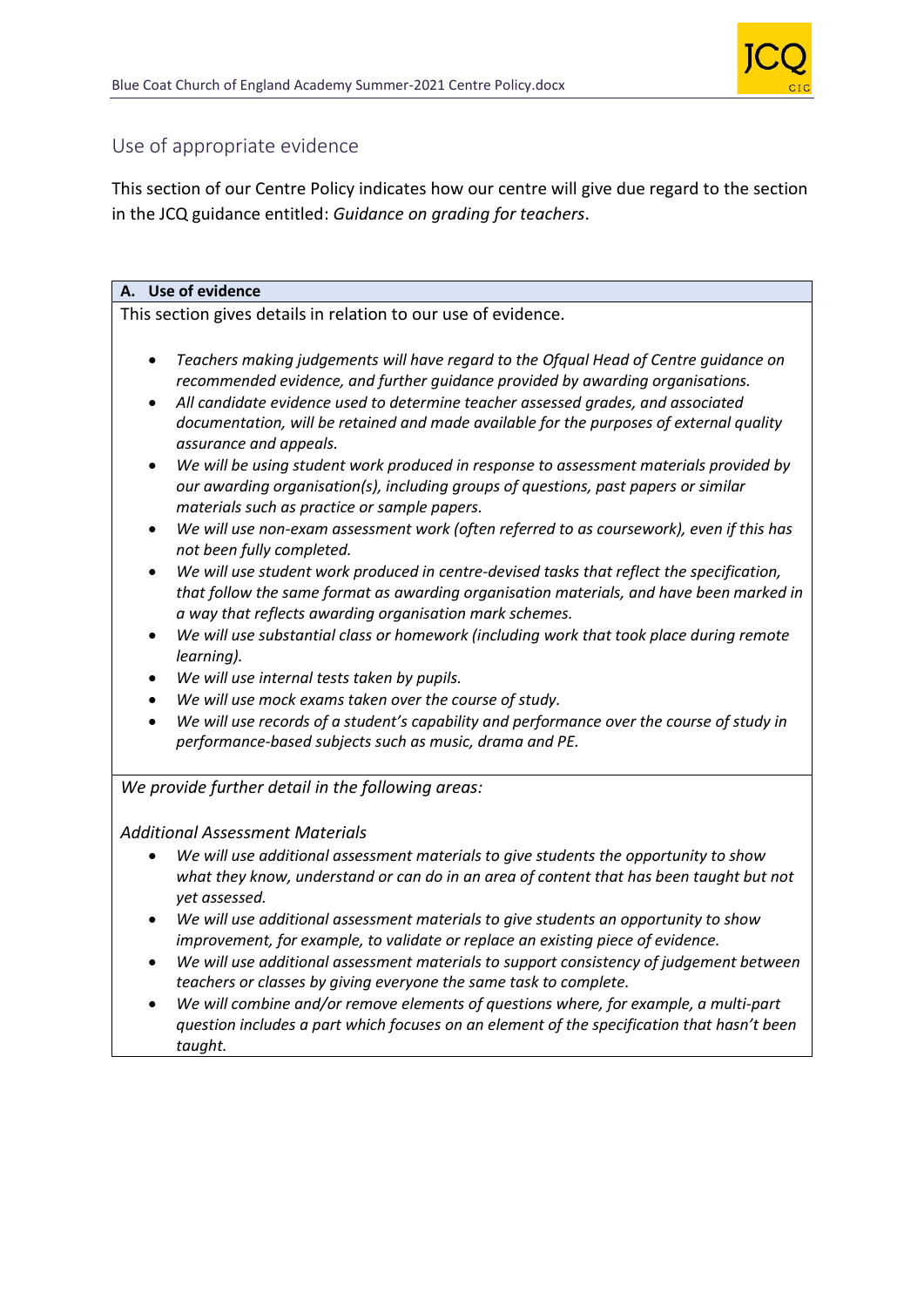## Use of appropriate evidence

This section of our Centre Policy indicates how our centre will give due regard to the section in the JCQ guidance entitled: *Guidance on grading for teachers*.

**A. Use of evidence**

This section gives details in relation to our use of evidence.

- *Teachers making judgements will have regard to the Ofqual Head of Centre guidance on recommended evidence, and further guidance provided by awarding organisations.*
- *All candidate evidence used to determine teacher assessed grades, and associated documentation, will be retained and made available for the purposes of external quality assurance and appeals.*
- *We will be using student work produced in response to assessment materials provided by our awarding organisation(s), including groups of questions, past papers or similar materials such as practice or sample papers.*
- *We will use non-exam assessment work (often referred to as coursework), even if this has not been fully completed.*
- *We will use student work produced in centre-devised tasks that reflect the specification, that follow the same format as awarding organisation materials, and have been marked in a way that reflects awarding organisation mark schemes.*
- *We will use substantial class or homework (including work that took place during remote learning).*
- *We will use internal tests taken by pupils.*
- *We will use mock exams taken over the course of study.*
- *We will use records of a student's capability and performance over the course of study in performance-based subjects such as music, drama and PE.*

*We provide further detail in the following areas:*

*Additional Assessment Materials*

- *We will use additional assessment materials to give students the opportunity to show what they know, understand or can do in an area of content that has been taught but not yet assessed.*
- *We will use additional assessment materials to give students an opportunity to show improvement, for example, to validate or replace an existing piece of evidence.*
- *We will use additional assessment materials to support consistency of judgement between teachers or classes by giving everyone the same task to complete.*
- *We will combine and/or remove elements of questions where, for example, a multi-part question includes a part which focuses on an element of the specification that hasn't been taught.*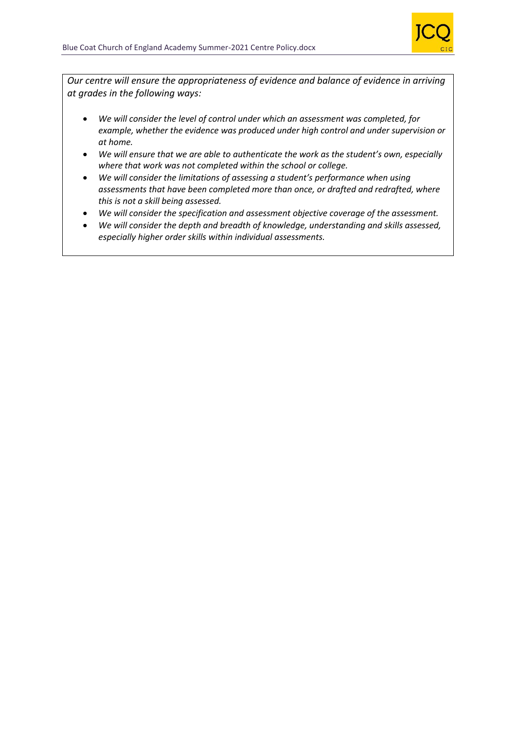*Our centre will ensure the appropriateness of evidence and balance of evidence in arriving at grades in the following ways:*

- *We will consider the level of control under which an assessment was completed, for example, whether the evidence was produced under high control and under supervision or at home.*
- *We will ensure that we are able to authenticate the work as the student's own, especially where that work was not completed within the school or college.*
- *We will consider the limitations of assessing a student's performance when using assessments that have been completed more than once, or drafted and redrafted, where this is not a skill being assessed.*
- *We will consider the specification and assessment objective coverage of the assessment.*
- *We will consider the depth and breadth of knowledge, understanding and skills assessed, especially higher order skills within individual assessments.*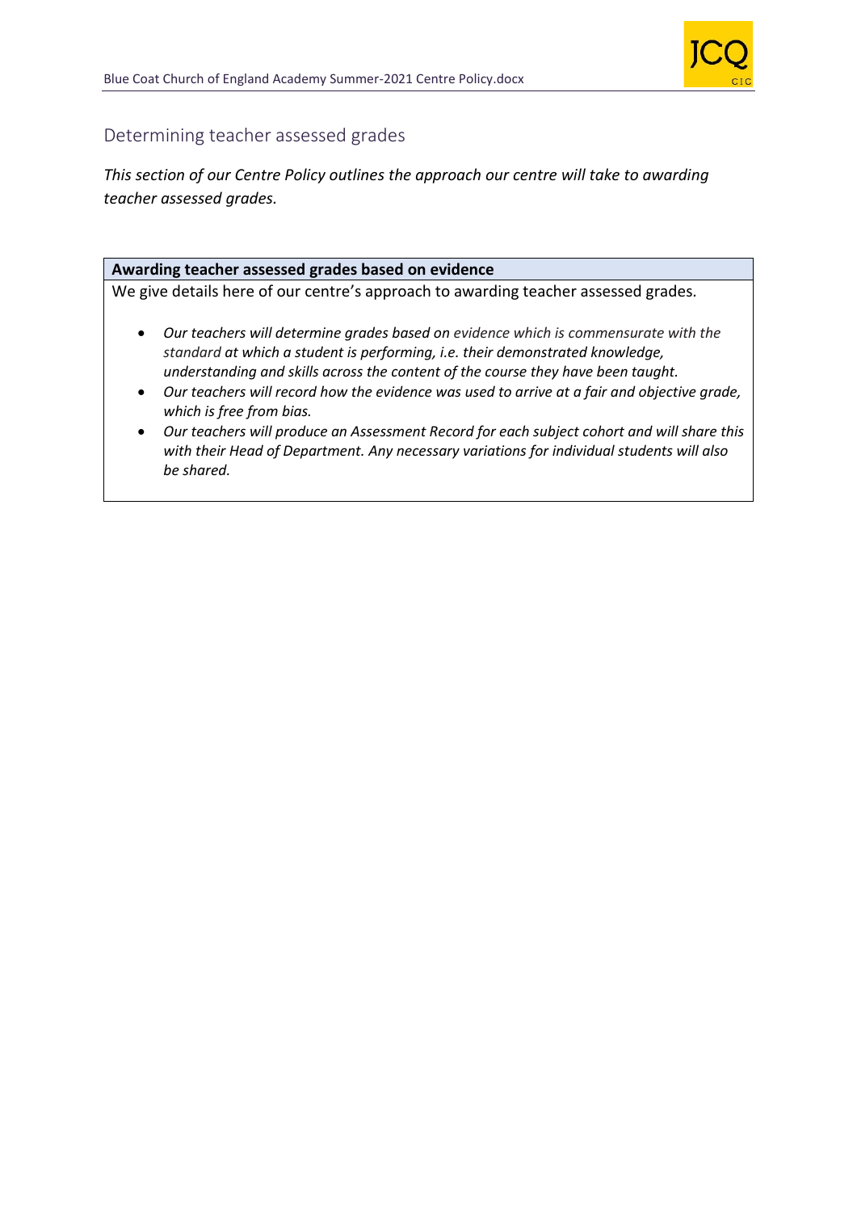## Determining teacher assessed grades

*This section of our Centre Policy outlines the approach our centre will take to awarding teacher assessed grades.*

| **Awarding teacher assessed grades based on evidence** |
|---|
| We give details here of our centre's approach to awarding teacher assessed grades.<br><br>- *Our teachers will determine grades based on evidence which is commensurate with the standard at which a student is performing, i.e. their demonstrated knowledge, understanding and skills across the content of the course they have been taught.*<br>- *Our teachers will record how the evidence was used to arrive at a fair and objective grade, which is free from bias.*<br>- *Our teachers will produce an Assessment Record for each subject cohort and will share this with their Head of Department. Any necessary variations for individual students will also be shared.* |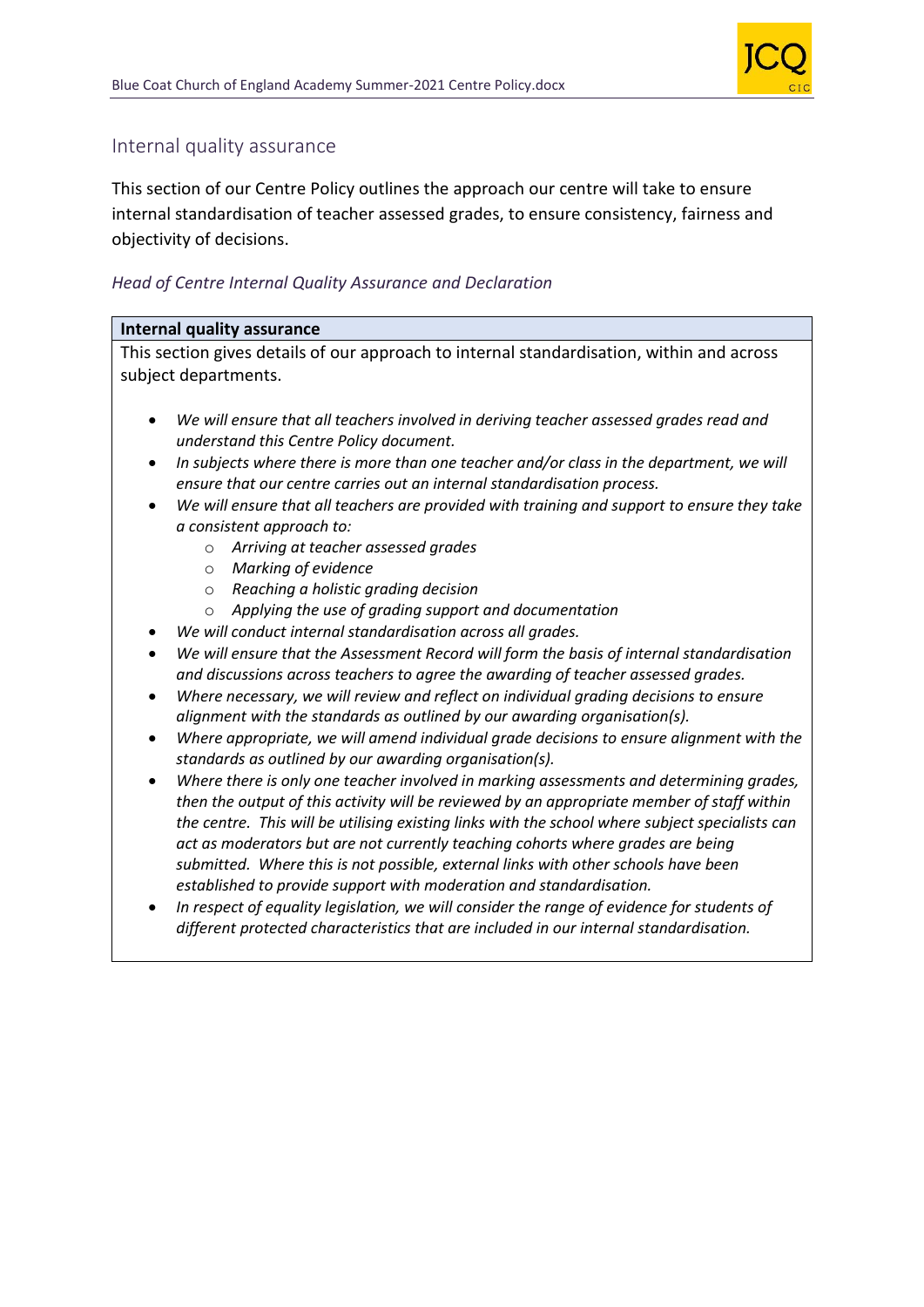## Internal quality assurance

This section of our Centre Policy outlines the approach our centre will take to ensure internal standardisation of teacher assessed grades, to ensure consistency, fairness and objectivity of decisions.

### *Head of Centre Internal Quality Assurance and Declaration*

| **Internal quality assurance** |
|---|
| This section gives details of our approach to internal standardisation, within and across subject departments.<br><br>• *We will ensure that all teachers involved in deriving teacher assessed grades read and understand this Centre Policy document.*<br>• *In subjects where there is more than one teacher and/or class in the department, we will ensure that our centre carries out an internal standardisation process.*<br>• *We will ensure that all teachers are provided with training and support to ensure they take a consistent approach to:*<br>&nbsp;&nbsp;&nbsp;&nbsp;o *Arriving at teacher assessed grades*<br>&nbsp;&nbsp;&nbsp;&nbsp;o *Marking of evidence*<br>&nbsp;&nbsp;&nbsp;&nbsp;o *Reaching a holistic grading decision*<br>&nbsp;&nbsp;&nbsp;&nbsp;o *Applying the use of grading support and documentation*<br>• *We will conduct internal standardisation across all grades.*<br>• *We will ensure that the Assessment Record will form the basis of internal standardisation and discussions across teachers to agree the awarding of teacher assessed grades.*<br>• *Where necessary, we will review and reflect on individual grading decisions to ensure alignment with the standards as outlined by our awarding organisation(s).*<br>• *Where appropriate, we will amend individual grade decisions to ensure alignment with the standards as outlined by our awarding organisation(s).*<br>• *Where there is only one teacher involved in marking assessments and determining grades, then the output of this activity will be reviewed by an appropriate member of staff within the centre. This will be utilising existing links with the school where subject specialists can act as moderators but are not currently teaching cohorts where grades are being submitted. Where this is not possible, external links with other schools have been established to provide support with moderation and standardisation.*<br>• *In respect of equality legislation, we will consider the range of evidence for students of different protected characteristics that are included in our internal standardisation.* |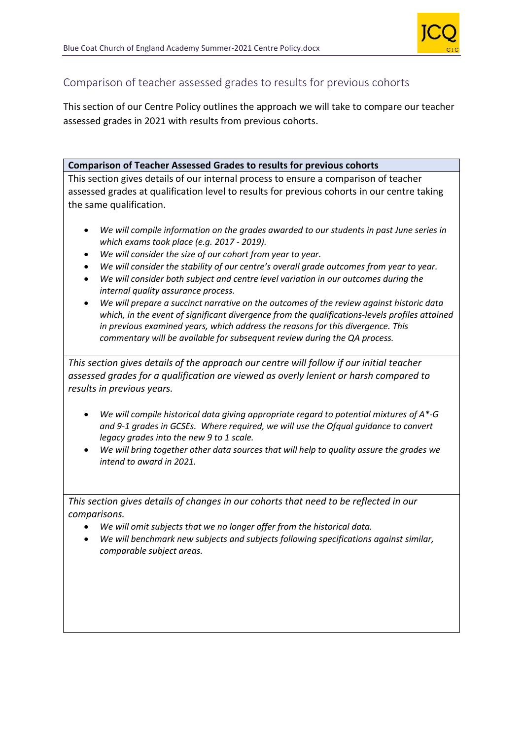## Comparison of teacher assessed grades to results for previous cohorts

This section of our Centre Policy outlines the approach we will take to compare our teacher assessed grades in 2021 with results from previous cohorts.

**Comparison of Teacher Assessed Grades to results for previous cohorts**

This section gives details of our internal process to ensure a comparison of teacher assessed grades at qualification level to results for previous cohorts in our centre taking the same qualification.

- *We will compile information on the grades awarded to our students in past June series in which exams took place (e.g. 2017 - 2019).*
- *We will consider the size of our cohort from year to year.*
- *We will consider the stability of our centre's overall grade outcomes from year to year.*
- *We will consider both subject and centre level variation in our outcomes during the internal quality assurance process.*
- *We will prepare a succinct narrative on the outcomes of the review against historic data which, in the event of significant divergence from the qualifications-levels profiles attained in previous examined years, which address the reasons for this divergence. This commentary will be available for subsequent review during the QA process.*

*This section gives details of the approach our centre will follow if our initial teacher assessed grades for a qualification are viewed as overly lenient or harsh compared to results in previous years.*

- *We will compile historical data giving appropriate regard to potential mixtures of A*-G and 9-1 grades in GCSEs. Where required, we will use the Ofqual guidance to convert legacy grades into the new 9 to 1 scale.*
- *We will bring together other data sources that will help to quality assure the grades we intend to award in 2021.*

*This section gives details of changes in our cohorts that need to be reflected in our comparisons.*

- *We will omit subjects that we no longer offer from the historical data.*
- *We will benchmark new subjects and subjects following specifications against similar, comparable subject areas.*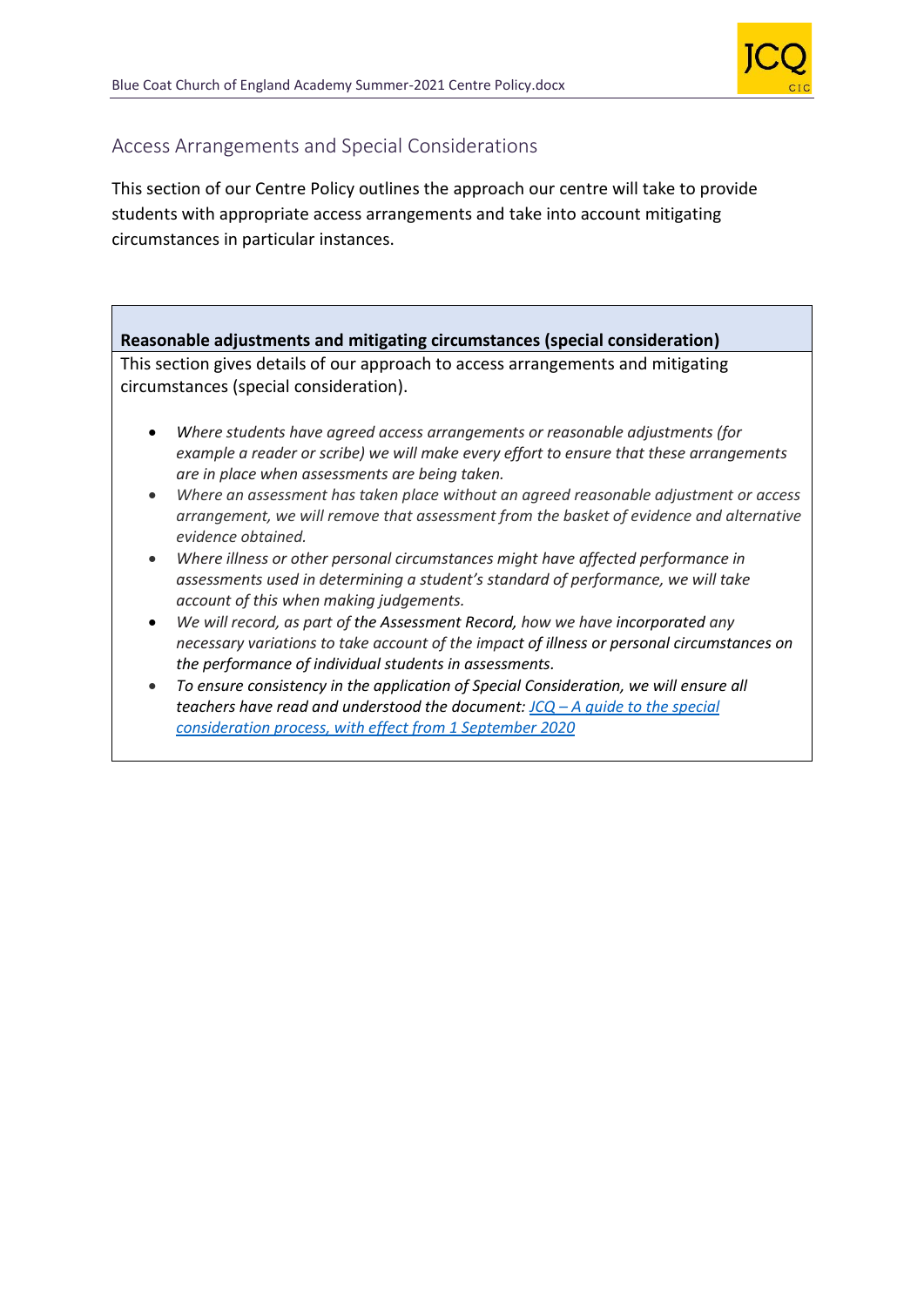## Access Arrangements and Special Considerations

This section of our Centre Policy outlines the approach our centre will take to provide students with appropriate access arrangements and take into account mitigating circumstances in particular instances.

**Reasonable adjustments and mitigating circumstances (special consideration)**

This section gives details of our approach to access arrangements and mitigating circumstances (special consideration).

- *Where students have agreed access arrangements or reasonable adjustments (for example a reader or scribe) we will make every effort to ensure that these arrangements are in place when assessments are being taken.*
- *Where an assessment has taken place without an agreed reasonable adjustment or access arrangement, we will remove that assessment from the basket of evidence and alternative evidence obtained.*
- *Where illness or other personal circumstances might have affected performance in assessments used in determining a student's standard of performance, we will take account of this when making judgements.*
- *We will record, as part of the Assessment Record, how we have incorporated any necessary variations to take account of the impact of illness or personal circumstances on the performance of individual students in assessments.*
- *To ensure consistency in the application of Special Consideration, we will ensure all teachers have read and understood the document: JCQ – A guide to the special consideration process, with effect from 1 September 2020*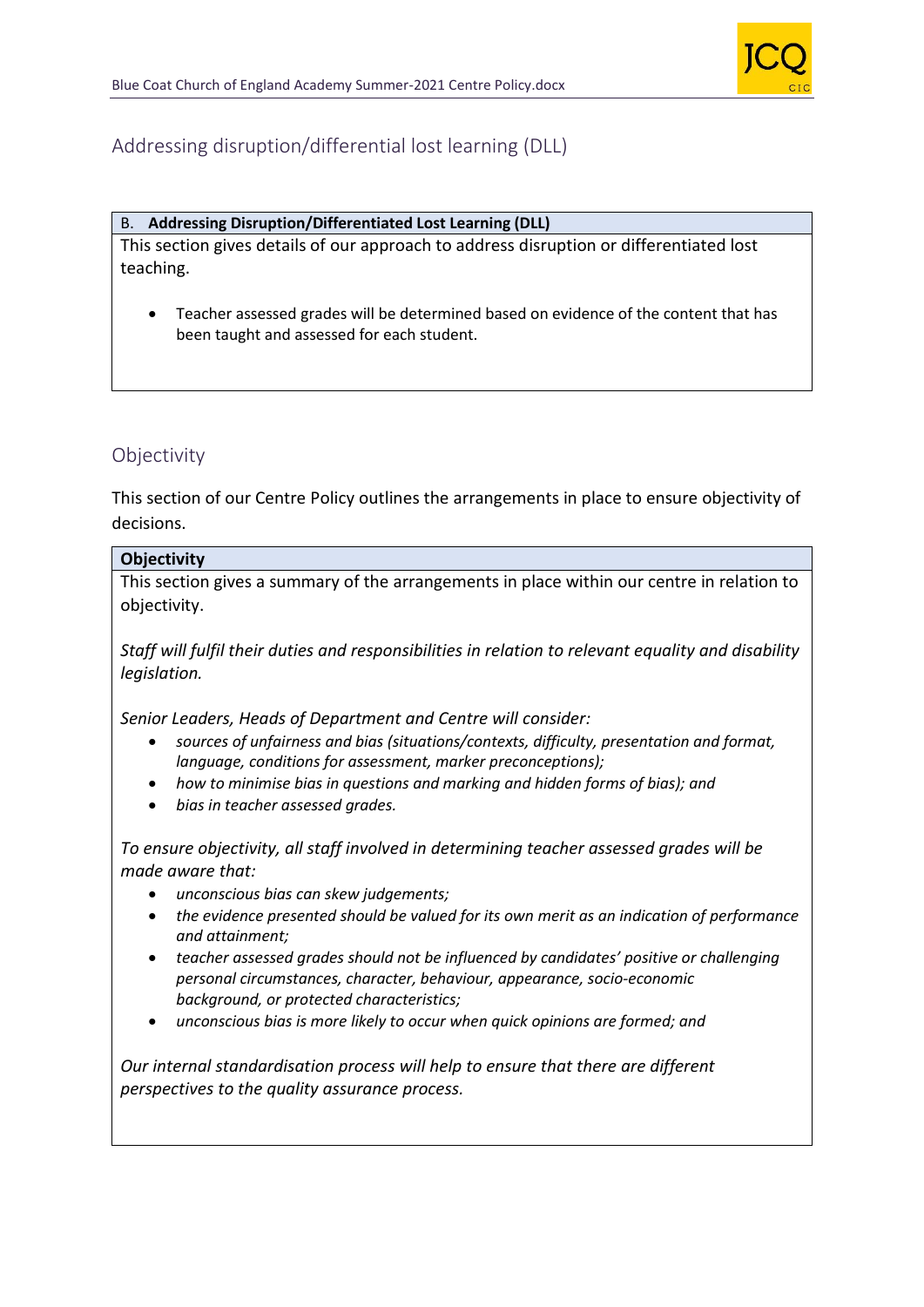## Addressing disruption/differential lost learning (DLL)

| B. **Addressing Disruption/Differentiated Lost Learning (DLL)** |
|---|
| This section gives details of our approach to address disruption or differentiated lost teaching.<br><br>• Teacher assessed grades will be determined based on evidence of the content that has been taught and assessed for each student. |

## Objectivity

This section of our Centre Policy outlines the arrangements in place to ensure objectivity of decisions.

| **Objectivity** |
|---|
| This section gives a summary of the arrangements in place within our centre in relation to objectivity.<br><br>*Staff will fulfil their duties and responsibilities in relation to relevant equality and disability legislation.*<br><br>*Senior Leaders, Heads of Department and Centre will consider:*<br>• *sources of unfairness and bias (situations/contexts, difficulty, presentation and format, language, conditions for assessment, marker preconceptions);*<br>• *how to minimise bias in questions and marking and hidden forms of bias); and*<br>• *bias in teacher assessed grades.*<br><br>*To ensure objectivity, all staff involved in determining teacher assessed grades will be made aware that:*<br>• *unconscious bias can skew judgements;*<br>• *the evidence presented should be valued for its own merit as an indication of performance and attainment;*<br>• *teacher assessed grades should not be influenced by candidates' positive or challenging personal circumstances, character, behaviour, appearance, socio-economic background, or protected characteristics;*<br>• *unconscious bias is more likely to occur when quick opinions are formed; and*<br><br>*Our internal standardisation process will help to ensure that there are different perspectives to the quality assurance process.* |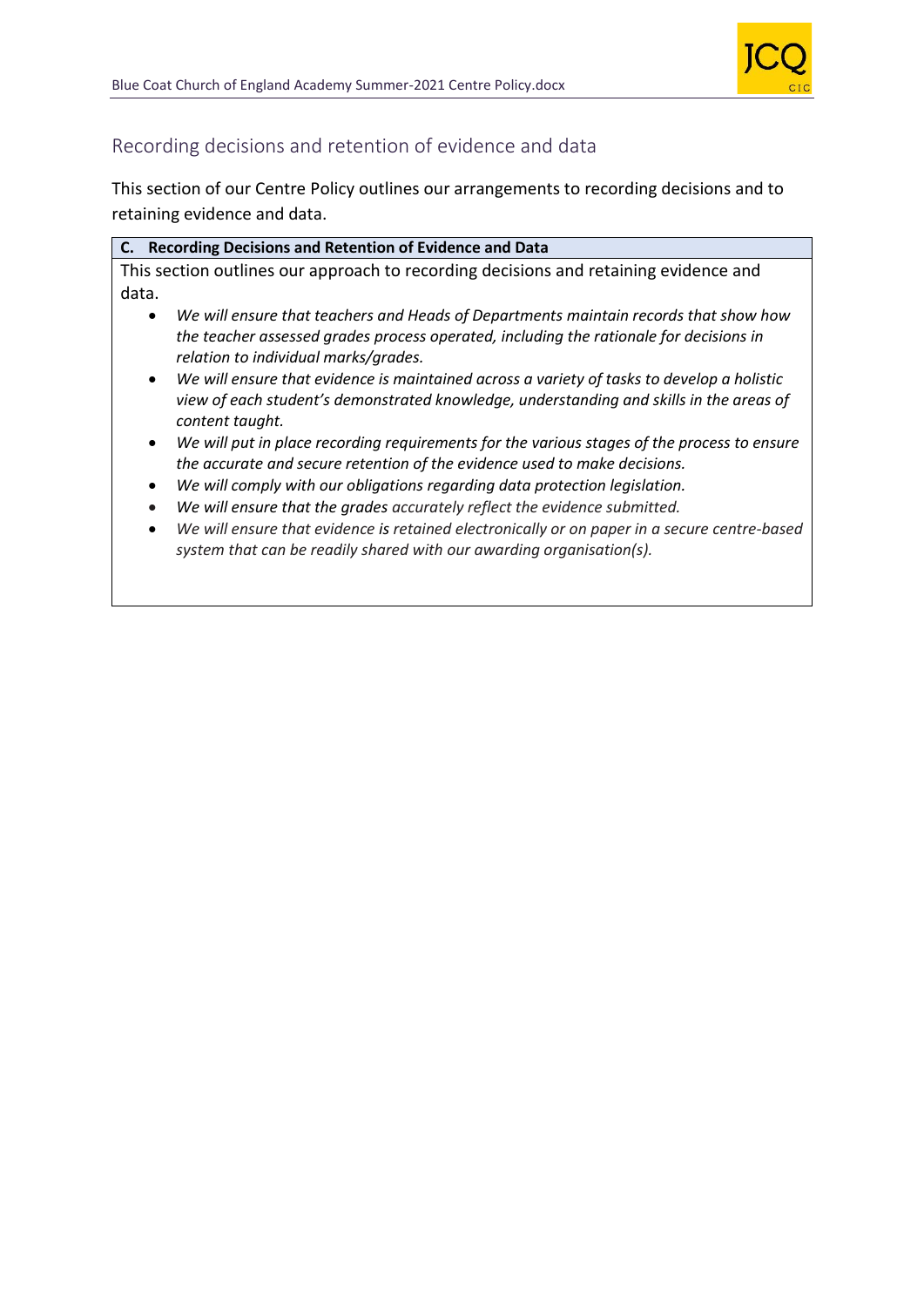## Recording decisions and retention of evidence and data

This section of our Centre Policy outlines our arrangements to recording decisions and to retaining evidence and data.

| **C. Recording Decisions and Retention of Evidence and Data** |
| --- |
| This section outlines our approach to recording decisions and retaining evidence and data.<br>• *We will ensure that teachers and Heads of Departments maintain records that show how the teacher assessed grades process operated, including the rationale for decisions in relation to individual marks/grades.*<br>• *We will ensure that evidence is maintained across a variety of tasks to develop a holistic view of each student's demonstrated knowledge, understanding and skills in the areas of content taught.*<br>• *We will put in place recording requirements for the various stages of the process to ensure the accurate and secure retention of the evidence used to make decisions.*<br>• *We will comply with our obligations regarding data protection legislation.*<br>• *We will ensure that the grades accurately reflect the evidence submitted.*<br>• *We will ensure that evidence is retained electronically or on paper in a secure centre-based system that can be readily shared with our awarding organisation(s).* |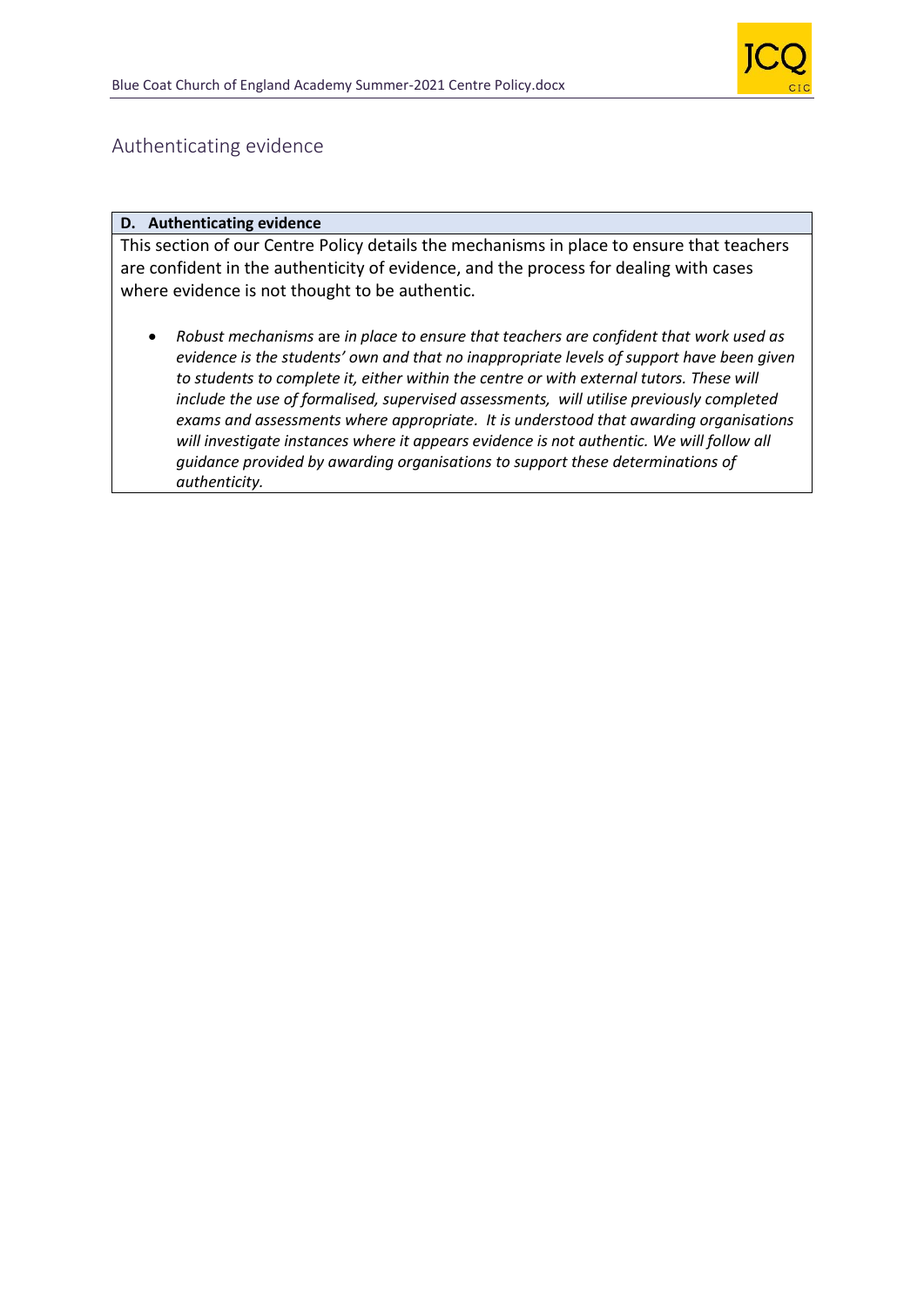## Authenticating evidence

**D. Authenticating evidence**

This section of our Centre Policy details the mechanisms in place to ensure that teachers are confident in the authenticity of evidence, and the process for dealing with cases where evidence is not thought to be authentic.

- *Robust mechanisms* are *in place to ensure that teachers are confident that work used as evidence is the students' own and that no inappropriate levels of support have been given to students to complete it, either within the centre or with external tutors. These will include the use of formalised, supervised assessments, will utilise previously completed exams and assessments where appropriate. It is understood that awarding organisations will investigate instances where it appears evidence is not authentic. We will follow all guidance provided by awarding organisations to support these determinations of authenticity.*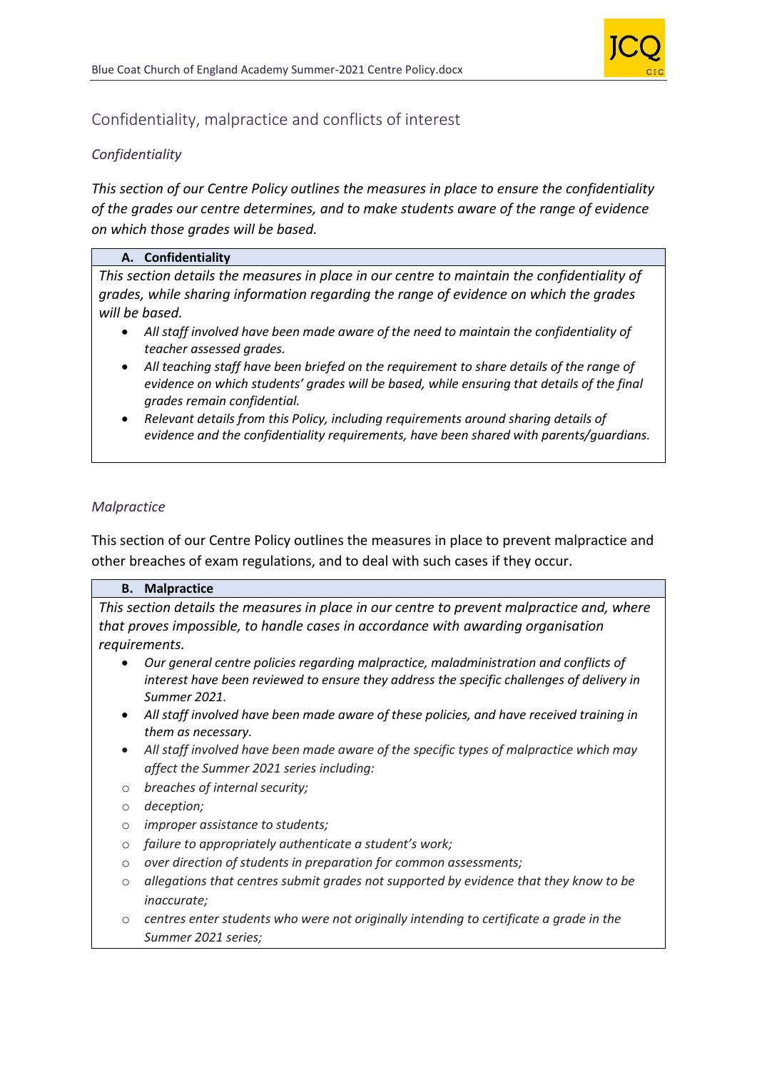## Confidentiality, malpractice and conflicts of interest

### *Confidentiality*

*This section of our Centre Policy outlines the measures in place to ensure the confidentiality of the grades our centre determines, and to make students aware of the range of evidence on which those grades will be based.*

**A. Confidentiality**

*This section details the measures in place in our centre to maintain the confidentiality of grades, while sharing information regarding the range of evidence on which the grades will be based.*

- *All staff involved have been made aware of the need to maintain the confidentiality of teacher assessed grades.*
- *All teaching staff have been briefed on the requirement to share details of the range of evidence on which students' grades will be based, while ensuring that details of the final grades remain confidential.*
- *Relevant details from this Policy, including requirements around sharing details of evidence and the confidentiality requirements, have been shared with parents/guardians.*

### *Malpractice*

This section of our Centre Policy outlines the measures in place to prevent malpractice and other breaches of exam regulations, and to deal with such cases if they occur.

**B. Malpractice**

*This section details the measures in place in our centre to prevent malpractice and, where that proves impossible, to handle cases in accordance with awarding organisation requirements.*

- *Our general centre policies regarding malpractice, maladministration and conflicts of interest have been reviewed to ensure they address the specific challenges of delivery in Summer 2021.*
- *All staff involved have been made aware of these policies, and have received training in them as necessary.*
- *All staff involved have been made aware of the specific types of malpractice which may affect the Summer 2021 series including:*
  - *breaches of internal security;*
  - *deception;*
  - *improper assistance to students;*
  - *failure to appropriately authenticate a student's work;*
  - *over direction of students in preparation for common assessments;*
  - *allegations that centres submit grades not supported by evidence that they know to be inaccurate;*
  - *centres enter students who were not originally intending to certificate a grade in the Summer 2021 series;*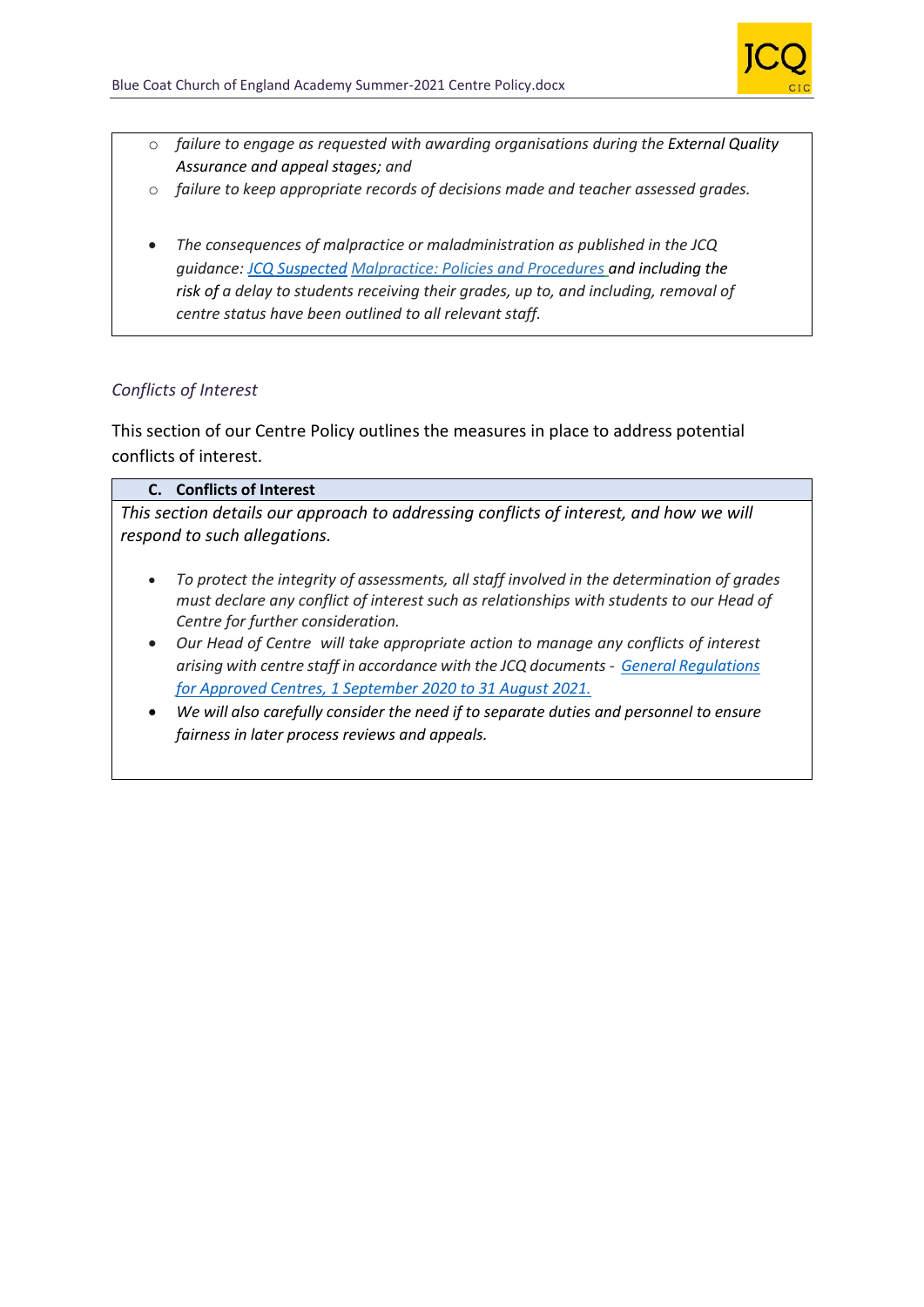- *failure to engage as requested with awarding organisations during the* External Quality Assurance *and appeal stages; and*
- *failure to keep appropriate records of decisions made and teacher assessed grades.*

- *The consequences of malpractice or maladministration as published in the JCQ guidance: JCQ Suspected Malpractice: Policies and Procedures and including the risk of a delay to students receiving their grades, up to, and including, removal of centre status have been outlined to all relevant staff.*

*Conflicts of Interest*

This section of our Centre Policy outlines the measures in place to address potential conflicts of interest.

**C. Conflicts of Interest**

*This section details our approach to addressing conflicts of interest, and how we will respond to such allegations.*

- *To protect the integrity of assessments, all staff involved in the determination of grades must declare any conflict of interest such as relationships with students to our Head of Centre for further consideration.*
- *Our Head of Centre will take appropriate action to manage any conflicts of interest arising with centre staff in accordance with the JCQ documents - General Regulations for Approved Centres, 1 September 2020 to 31 August 2021.*
- *We will also carefully consider the need if to separate duties and personnel to ensure fairness in later process reviews and appeals.*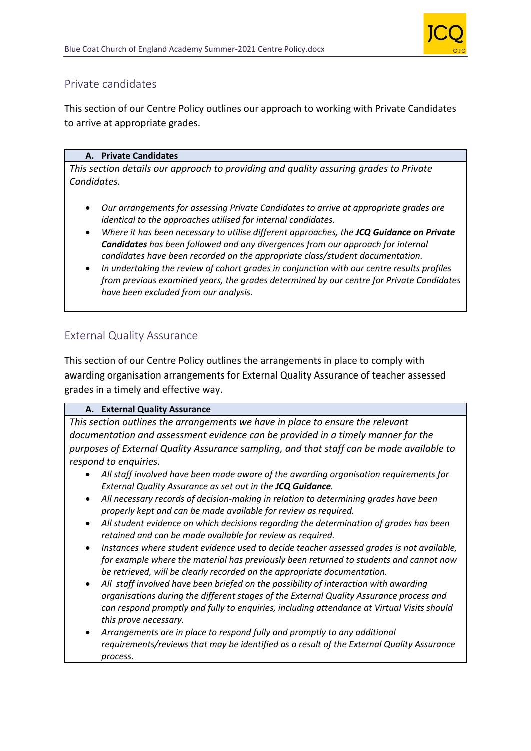## Private candidates

This section of our Centre Policy outlines our approach to working with Private Candidates to arrive at appropriate grades.

| **A. Private Candidates** |
|---|
| *This section details our approach to providing and quality assuring grades to Private Candidates.*<br><br>• *Our arrangements for assessing Private Candidates to arrive at appropriate grades are identical to the approaches utilised for internal candidates.*<br>• *Where it has been necessary to utilise different approaches, the **JCQ Guidance on Private Candidates** has been followed and any divergences from our approach for internal candidates have been recorded on the appropriate class/student documentation.*<br>• *In undertaking the review of cohort grades in conjunction with our centre results profiles from previous examined years, the grades determined by our centre for Private Candidates have been excluded from our analysis.* |

## External Quality Assurance

This section of our Centre Policy outlines the arrangements in place to comply with awarding organisation arrangements for External Quality Assurance of teacher assessed grades in a timely and effective way.

| **A. External Quality Assurance** |
|---|
| *This section outlines the arrangements we have in place to ensure the relevant documentation and assessment evidence can be provided in a timely manner for the purposes of External Quality Assurance sampling, and that staff can be made available to respond to enquiries.*<br>• *All staff involved have been made aware of the awarding organisation requirements for External Quality Assurance as set out in the **JCQ Guidance**.*<br>• *All necessary records of decision-making in relation to determining grades have been properly kept and can be made available for review as required.*<br>• *All student evidence on which decisions regarding the determination of grades has been retained and can be made available for review as required.*<br>• *Instances where student evidence used to decide teacher assessed grades is not available, for example where the material has previously been returned to students and cannot now be retrieved, will be clearly recorded on the appropriate documentation.*<br>• *All staff involved have been briefed on the possibility of interaction with awarding organisations during the different stages of the External Quality Assurance process and can respond promptly and fully to enquiries, including attendance at Virtual Visits should this prove necessary.*<br>• *Arrangements are in place to respond fully and promptly to any additional requirements/reviews that may be identified as a result of the External Quality Assurance process.* |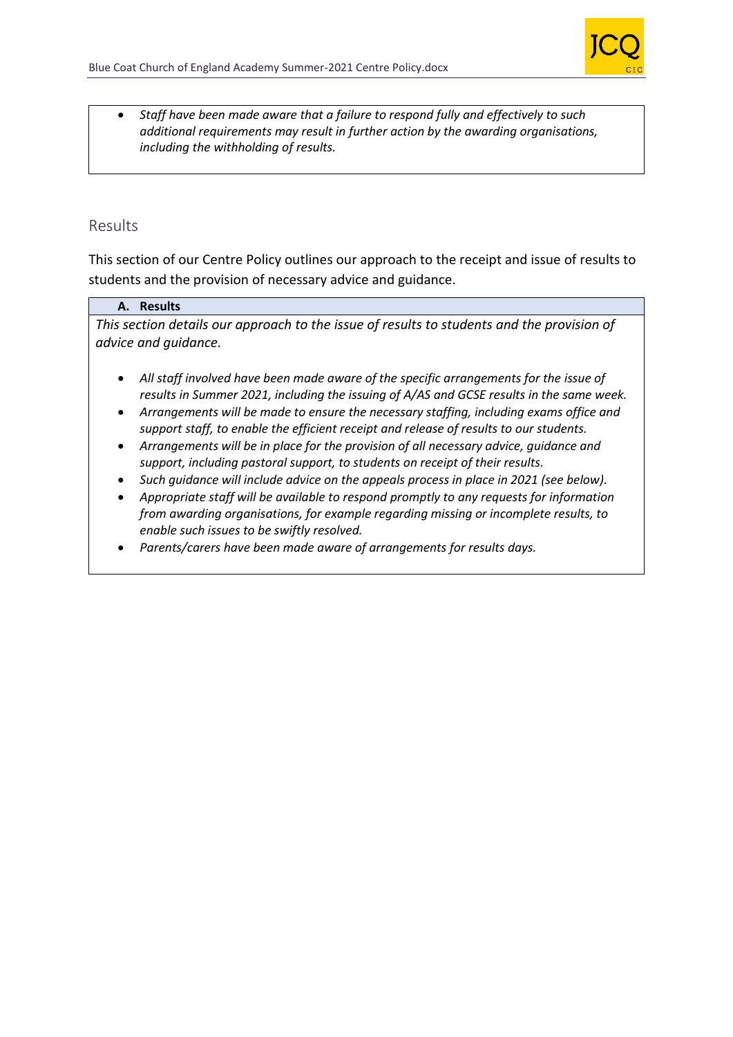- *Staff have been made aware that a failure to respond fully and effectively to such additional requirements may result in further action by the awarding organisations, including the withholding of results.*

## Results

This section of our Centre Policy outlines our approach to the receipt and issue of results to students and the provision of necessary advice and guidance.

**A. Results**

*This section details our approach to the issue of results to students and the provision of advice and guidance.*

- *All staff involved have been made aware of the specific arrangements for the issue of results in Summer 2021, including the issuing of A/AS and GCSE results in the same week.*
- *Arrangements will be made to ensure the necessary staffing, including exams office and support staff, to enable the efficient receipt and release of results to our students.*
- *Arrangements will be in place for the provision of all necessary advice, guidance and support, including pastoral support, to students on receipt of their results.*
- *Such guidance will include advice on the appeals process in place in 2021 (see below).*
- *Appropriate staff will be available to respond promptly to any requests for information from awarding organisations, for example regarding missing or incomplete results, to enable such issues to be swiftly resolved.*
- *Parents/carers have been made aware of arrangements for results days.*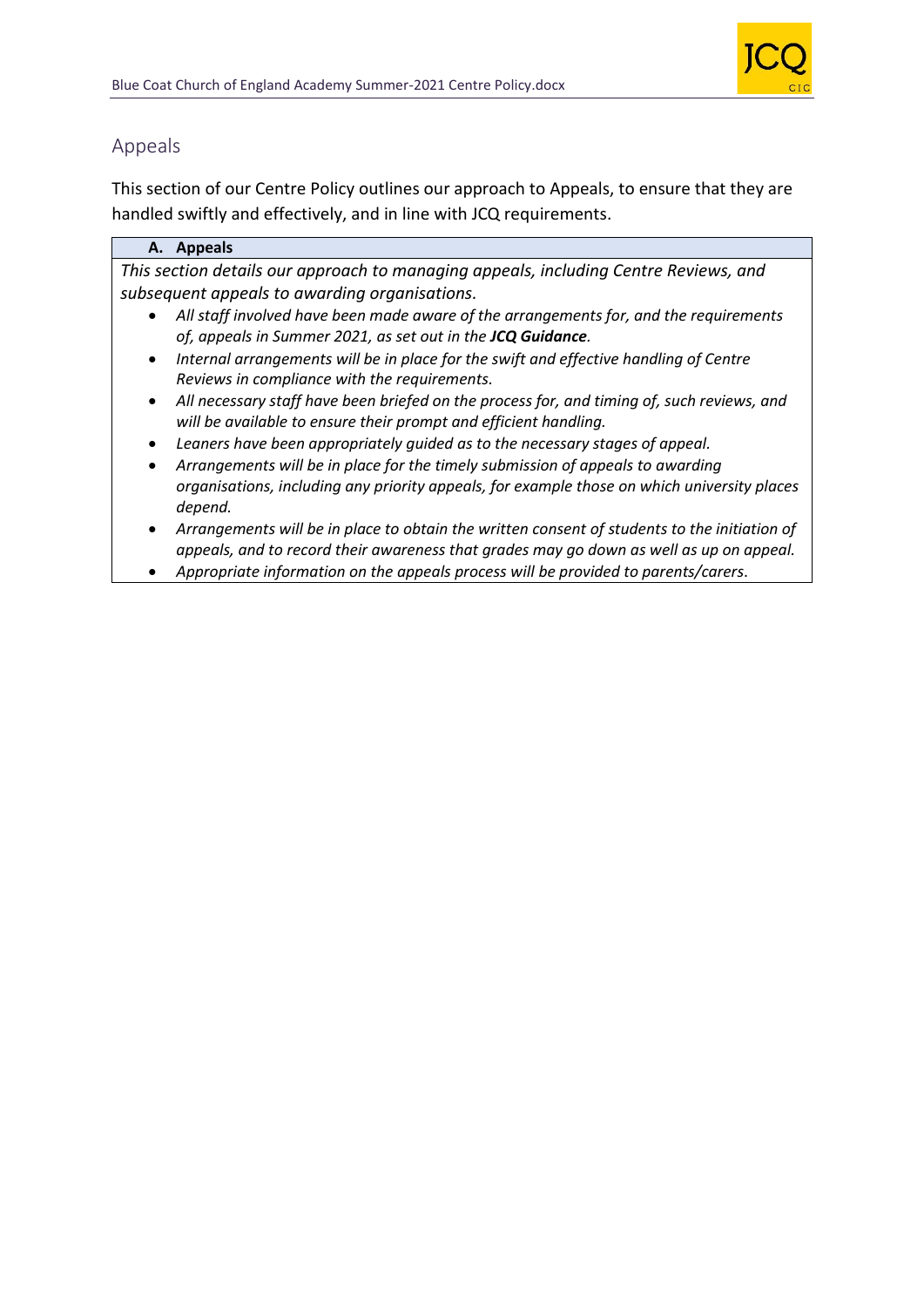## Appeals

This section of our Centre Policy outlines our approach to Appeals, to ensure that they are handled swiftly and effectively, and in line with JCQ requirements.

**A. Appeals**

*This section details our approach to managing appeals, including Centre Reviews, and subsequent appeals to awarding organisations.*

- *All staff involved have been made aware of the arrangements for, and the requirements of, appeals in Summer 2021, as set out in the **JCQ Guidance**.*
- *Internal arrangements will be in place for the swift and effective handling of Centre Reviews in compliance with the requirements.*
- *All necessary staff have been briefed on the process for, and timing of, such reviews, and will be available to ensure their prompt and efficient handling.*
- *Leaners have been appropriately guided as to the necessary stages of appeal.*
- *Arrangements will be in place for the timely submission of appeals to awarding organisations, including any priority appeals, for example those on which university places depend.*
- *Arrangements will be in place to obtain the written consent of students to the initiation of appeals, and to record their awareness that grades may go down as well as up on appeal.*
- *Appropriate information on the appeals process will be provided to parents/carers.*